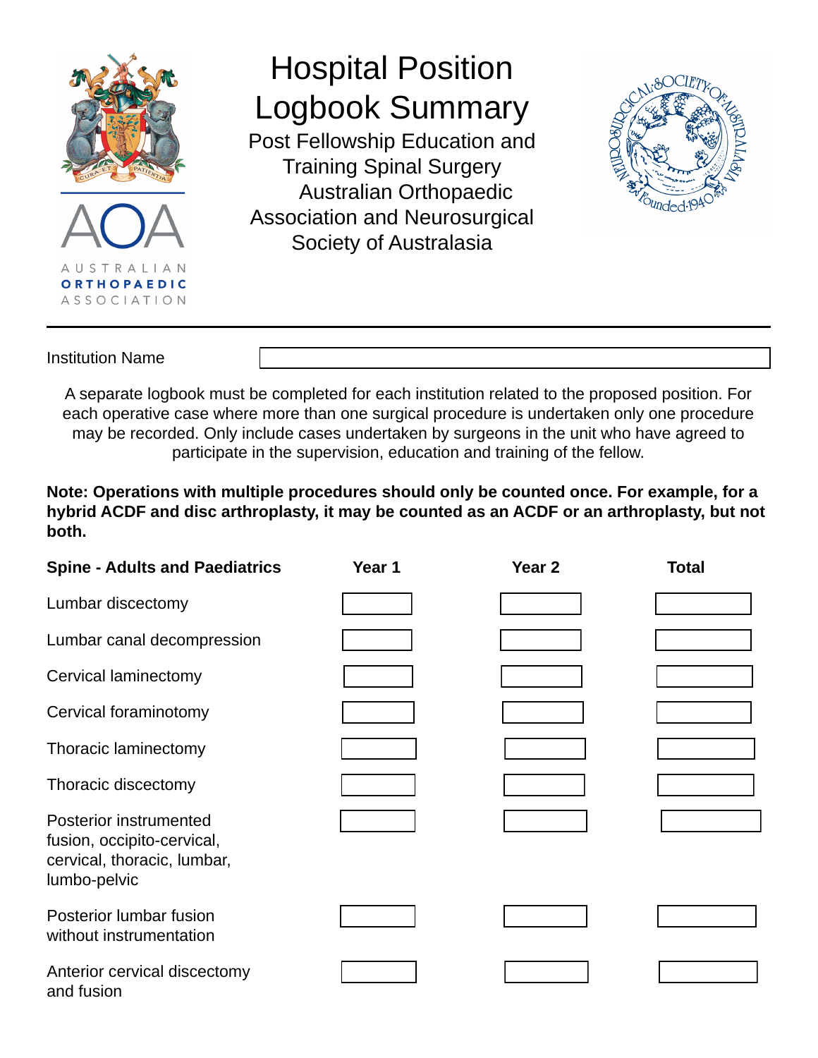AUSTRALIAN ORTHOPAEDIC ASSOCIATION

# Hospital Position Logbook Summary

## Post Fellowship Education and Training Spinal Surgery Australian Orthopaedic Association and Neurosurgical Society of Australasia

Neurosurgical Society of Australasia Founded 1940

Institution Name

A separate logbook must be completed for each institution related to the proposed position. For each operative case where more than one surgical procedure is undertaken only one procedure may be recorded. Only include cases undertaken by surgeons in the unit who have agreed to participate in the supervision, education and training of the fellow.

**Note: Operations with multiple procedures should only be counted once. For example, for a hybrid ACDF and disc arthroplasty, it may be counted as an ACDF or an arthroplasty, but not both.**

| Spine - Adults and Paediatrics | Year 1 | Year 2 | Total |
|---|---|---|---|
| Lumbar discectomy | | | |
| Lumbar canal decompression | | | |
| Cervical laminectomy | | | |
| Cervical foraminotomy | | | |
| Thoracic laminectomy | | | |
| Thoracic discectomy | | | |
| Posterior instrumented fusion, occipito-cervical, cervical, thoracic, lumbar, lumbo-pelvic | | | |
| Posterior lumbar fusion without instrumentation | | | |
| Anterior cervical discectomy and fusion | | | |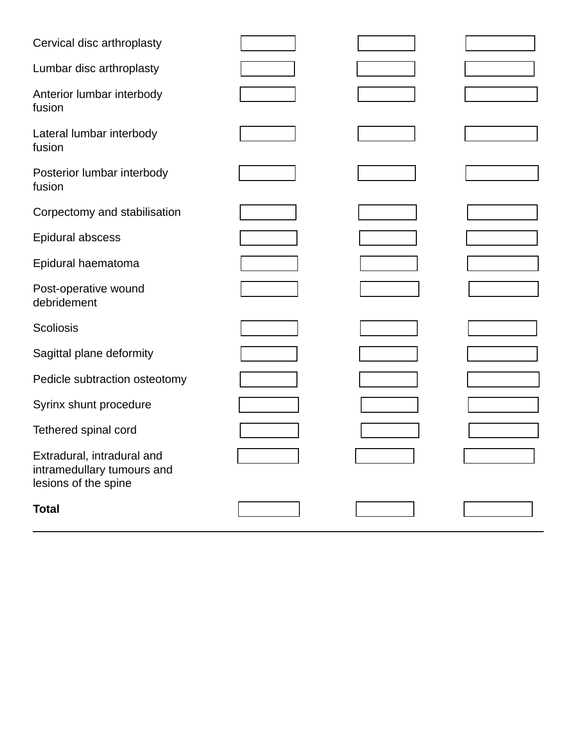| | | | |
|---|---|---|---|
| Cervical disc arthroplasty | | | |
| Lumbar disc arthroplasty | | | |
| Anterior lumbar interbody fusion | | | |
| Lateral lumbar interbody fusion | | | |
| Posterior lumbar interbody fusion | | | |
| Corpectomy and stabilisation | | | |
| Epidural abscess | | | |
| Epidural haematoma | | | |
| Post-operative wound debridement | | | |
| Scoliosis | | | |
| Sagittal plane deformity | | | |
| Pedicle subtraction osteotomy | | | |
| Syrinx shunt procedure | | | |
| Tethered spinal cord | | | |
| Extradural, intradural and intramedullary tumours and lesions of the spine | | | |
| **Total** | | | |